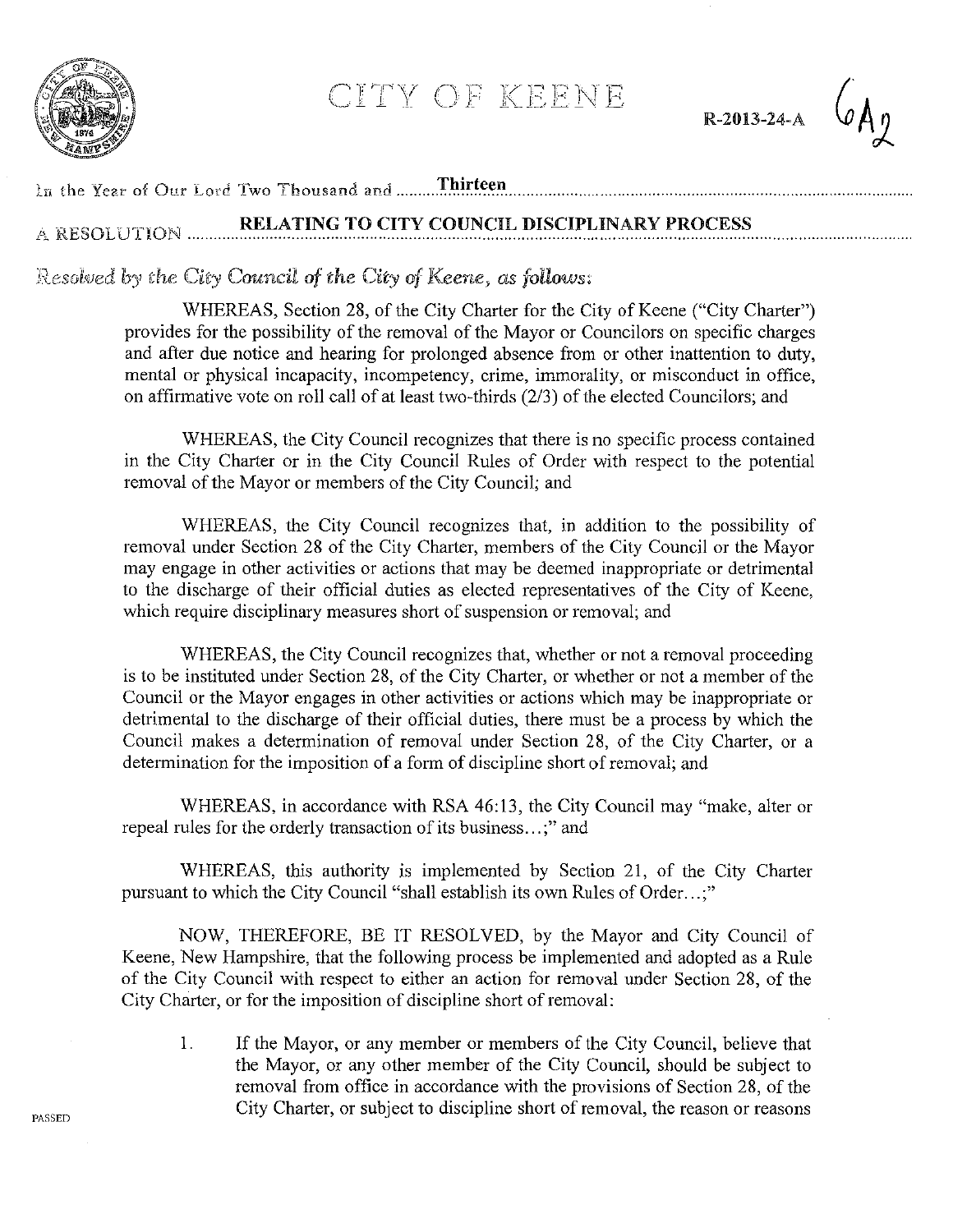# CITY OF KEENE

R-2013-24-A

In the Year of Our Lord Two Thousand and **Thirteen**

A RESOLUTION **RELATING TO CITY COUNCIL DISCIPLINARY PROCESS**

*Resolved by the City Council of the City of Keene, as follows:*

WHEREAS, Section 28, of the City Charter for the City of Keene ("City Charter") provides for the possibility of the removal of the Mayor or Councilors on specific charges and after due notice and hearing for prolonged absence from or other inattention to duty, mental or physical incapacity, incompetency, crime, immorality, or misconduct in office, on affirmative vote on roll call of at least two-thirds (2/3) of the elected Councilors; and

WHEREAS, the City Council recognizes that there is no specific process contained in the City Charter or in the City Council Rules of Order with respect to the potential removal of the Mayor or members of the City Council; and

WHEREAS, the City Council recognizes that, in addition to the possibility of removal under Section 28 of the City Charter, members of the City Council or the Mayor may engage in other activities or actions that may be deemed inappropriate or detrimental to the discharge of their official duties as elected representatives of the City of Keene, which require disciplinary measures short of suspension or removal; and

WHEREAS, the City Council recognizes that, whether or not a removal proceeding is to be instituted under Section 28, of the City Charter, or whether or not a member of the Council or the Mayor engages in other activities or actions which may be inappropriate or detrimental to the discharge of their official duties, there must be a process by which the Council makes a determination of removal under Section 28, of the City Charter, or a determination for the imposition of a form of discipline short of removal; and

WHEREAS, in accordance with RSA 46:13, the City Council may "make, alter or repeal rules for the orderly transaction of its business...;" and

WHEREAS, this authority is implemented by Section 21, of the City Charter pursuant to which the City Council "shall establish its own Rules of Order...;"

NOW, THEREFORE, BE IT RESOLVED, by the Mayor and City Council of Keene, New Hampshire, that the following process be implemented and adopted as a Rule of the City Council with respect to either an action for removal under Section 28, of the City Charter, or for the imposition of discipline short of removal:

1. If the Mayor, or any member or members of the City Council, believe that the Mayor, or any other member of the City Council, should be subject to removal from office in accordance with the provisions of Section 28, of the City Charter, or subject to discipline short of removal, the reason or reasons

PASSED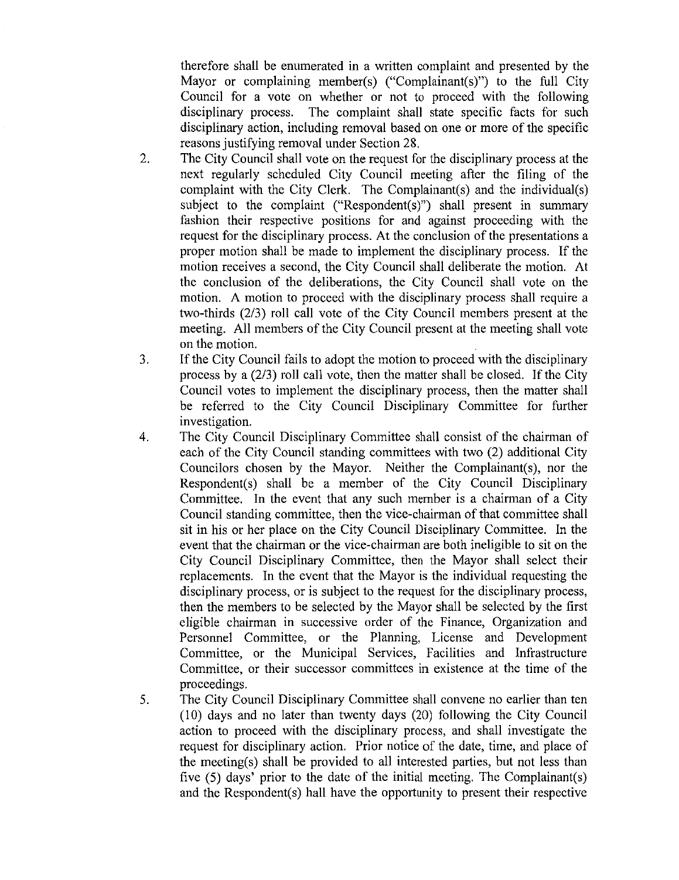therefore shall be enumerated in a written complaint and presented by the Mayor or complaining member(s) ("Complainant(s)") to the full City Council for a vote on whether or not to proceed with the following disciplinary process. The complaint shall state specific facts for such disciplinary action, including removal based on one or more of the specific reasons justifying removal under Section 28.

2. The City Council shall vote on the request for the disciplinary process at the next regularly scheduled City Council meeting after the filing of the complaint with the City Clerk. The Complainant(s) and the individual(s) subject to the complaint ("Respondent(s)") shall present in summary fashion their respective positions for and against proceeding with the request for the disciplinary process. At the conclusion of the presentations a proper motion shall be made to implement the disciplinary process. If the motion receives a second, the City Council shall deliberate the motion. At the conclusion of the deliberations, the City Council shall vote on the motion. A motion to proceed with the disciplinary process shall require a two-thirds (2/3) roll call vote of the City Council members present at the meeting. All members of the City Council present at the meeting shall vote on the motion.

3. If the City Council fails to adopt the motion to proceed with the disciplinary process by a (2/3) roll call vote, then the matter shall be closed. If the City Council votes to implement the disciplinary process, then the matter shall be referred to the City Council Disciplinary Committee for further investigation.

4. The City Council Disciplinary Committee shall consist of the chairman of each of the City Council standing committees with two (2) additional City Councilors chosen by the Mayor. Neither the Complainant(s), nor the Respondent(s) shall be a member of the City Council Disciplinary Committee. In the event that any such member is a chairman of a City Council standing committee, then the vice-chairman of that committee shall sit in his or her place on the City Council Disciplinary Committee. In the event that the chairman or the vice-chairman are both ineligible to sit on the City Council Disciplinary Committee, then the Mayor shall select their replacements. In the event that the Mayor is the individual requesting the disciplinary process, or is subject to the request for the disciplinary process, then the members to be selected by the Mayor shall be selected by the first eligible chairman in successive order of the Finance, Organization and Personnel Committee, or the Planning, License and Development Committee, or the Municipal Services, Facilities and Infrastructure Committee, or their successor committees in existence at the time of the proceedings.

5. The City Council Disciplinary Committee shall convene no earlier than ten (10) days and no later than twenty days (20) following the City Council action to proceed with the disciplinary process, and shall investigate the request for disciplinary action. Prior notice of the date, time, and place of the meeting(s) shall be provided to all interested parties, but not less than five (5) days' prior to the date of the initial meeting. The Complainant(s) and the Respondent(s) hall have the opportunity to present their respective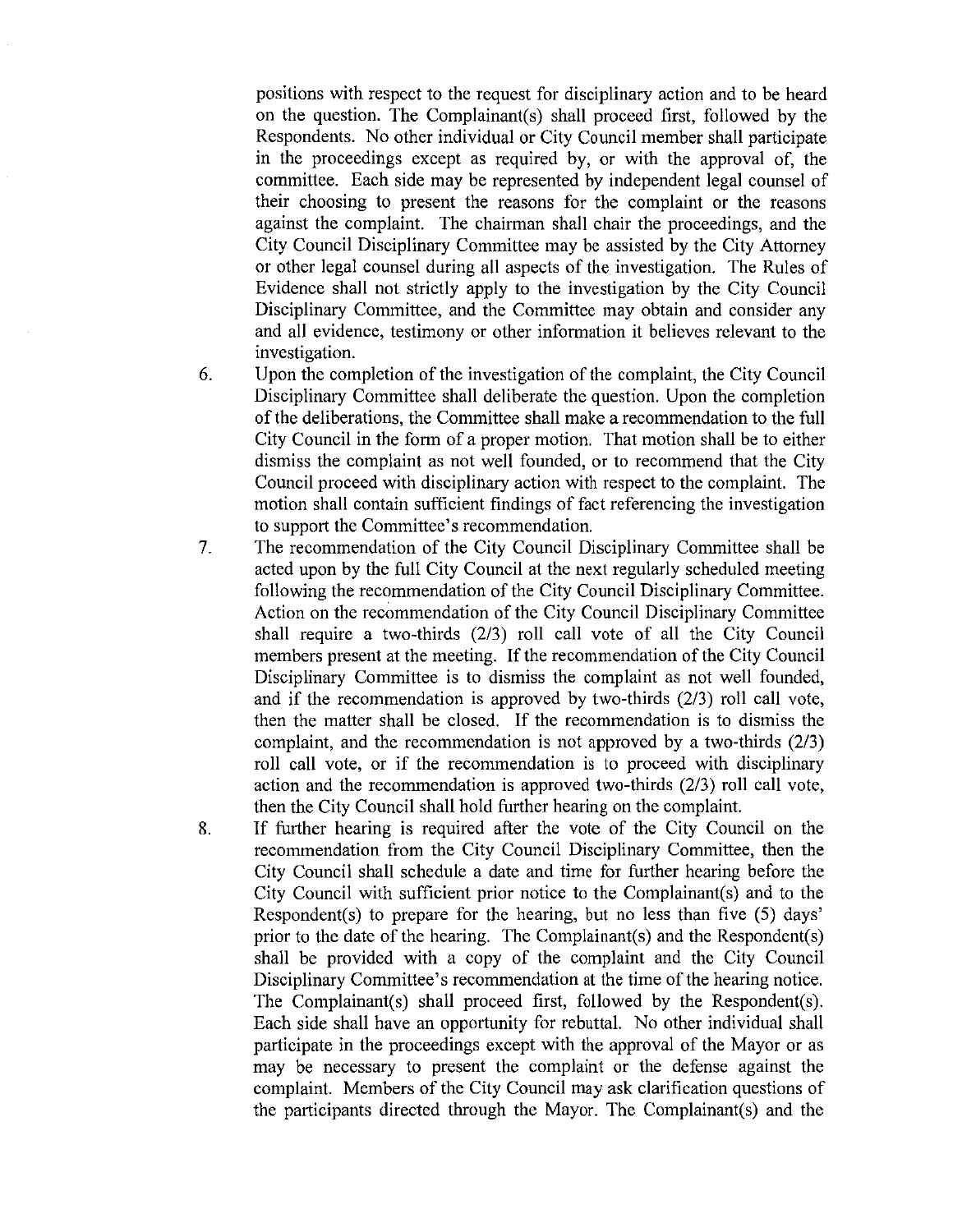positions with respect to the request for disciplinary action and to be heard on the question. The Complainant(s) shall proceed first, followed by the Respondents. No other individual or City Council member shall participate in the proceedings except as required by, or with the approval of, the committee. Each side may be represented by independent legal counsel of their choosing to present the reasons for the complaint or the reasons against the complaint. The chairman shall chair the proceedings, and the City Council Disciplinary Committee may be assisted by the City Attorney or other legal counsel during all aspects of the investigation. The Rules of Evidence shall not strictly apply to the investigation by the City Council Disciplinary Committee, and the Committee may obtain and consider any and all evidence, testimony or other information it believes relevant to the investigation.

6. Upon the completion of the investigation of the complaint, the City Council Disciplinary Committee shall deliberate the question. Upon the completion of the deliberations, the Committee shall make a recommendation to the full City Council in the form of a proper motion. That motion shall be to either dismiss the complaint as not well founded, or to recommend that the City Council proceed with disciplinary action with respect to the complaint. The motion shall contain sufficient findings of fact referencing the investigation to support the Committee's recommendation.

7. The recommendation of the City Council Disciplinary Committee shall be acted upon by the full City Council at the next regularly scheduled meeting following the recommendation of the City Council Disciplinary Committee. Action on the recommendation of the City Council Disciplinary Committee shall require a two-thirds (2/3) roll call vote of all the City Council members present at the meeting. If the recommendation of the City Council Disciplinary Committee is to dismiss the complaint as not well founded, and if the recommendation is approved by two-thirds (2/3) roll call vote, then the matter shall be closed. If the recommendation is to dismiss the complaint, and the recommendation is not approved by a two-thirds (2/3) roll call vote, or if the recommendation is to proceed with disciplinary action and the recommendation is approved two-thirds (2/3) roll call vote, then the City Council shall hold further hearing on the complaint.

8. If further hearing is required after the vote of the City Council on the recommendation from the City Council Disciplinary Committee, then the City Council shall schedule a date and time for further hearing before the City Council with sufficient prior notice to the Complainant(s) and to the Respondent(s) to prepare for the hearing, but no less than five (5) days' prior to the date of the hearing. The Complainant(s) and the Respondent(s) shall be provided with a copy of the complaint and the City Council Disciplinary Committee's recommendation at the time of the hearing notice. The Complainant(s) shall proceed first, followed by the Respondent(s). Each side shall have an opportunity for rebuttal. No other individual shall participate in the proceedings except with the approval of the Mayor or as may be necessary to present the complaint or the defense against the complaint. Members of the City Council may ask clarification questions of the participants directed through the Mayor. The Complainant(s) and the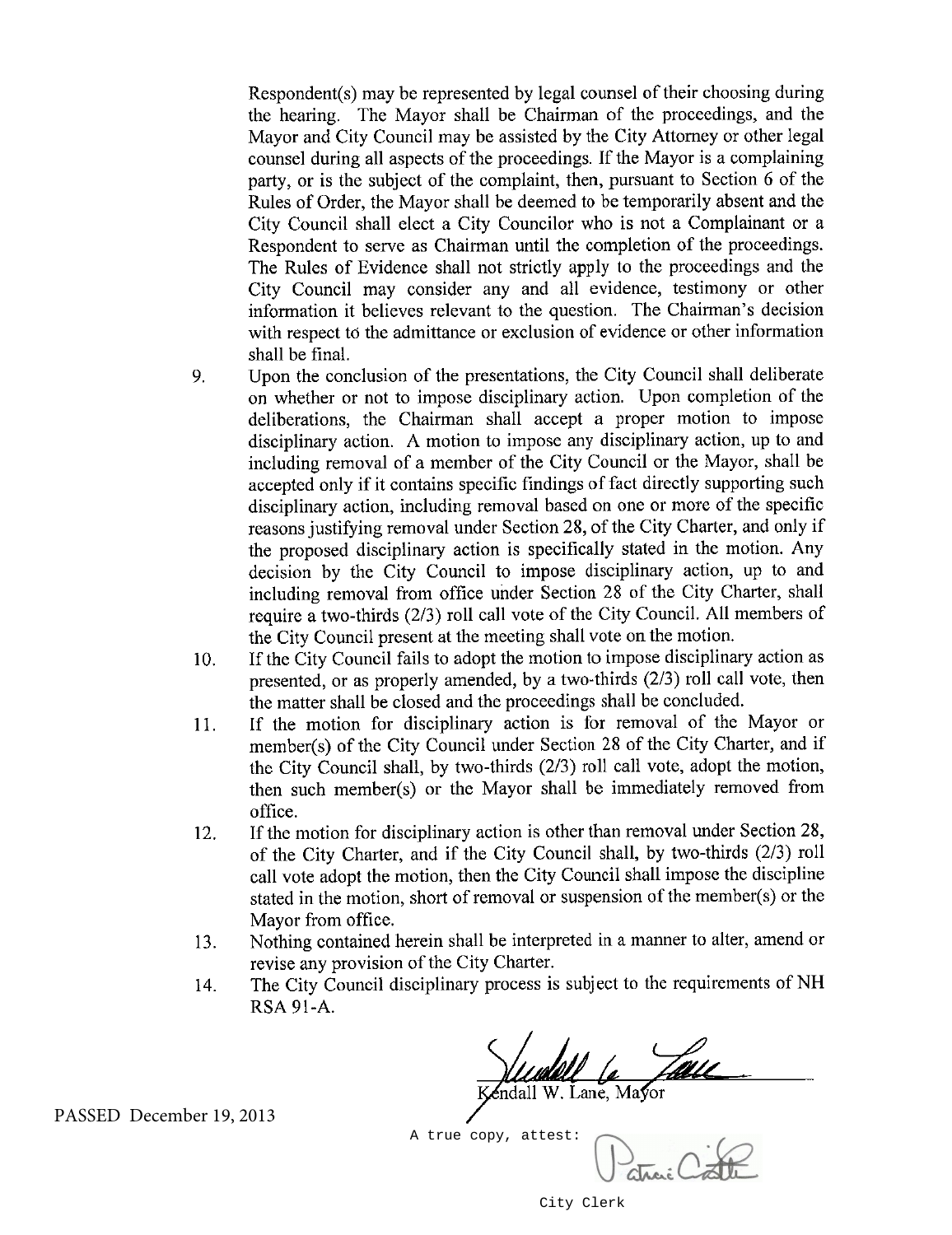Respondent(s) may be represented by legal counsel of their choosing during the hearing. The Mayor shall be Chairman of the proceedings, and the Mayor and City Council may be assisted by the City Attorney or other legal counsel during all aspects of the proceedings. If the Mayor is a complaining party, or is the subject of the complaint, then, pursuant to Section 6 of the Rules of Order, the Mayor shall be deemed to be temporarily absent and the City Council shall elect a City Councilor who is not a Complainant or a Respondent to serve as Chairman until the completion of the proceedings. The Rules of Evidence shall not strictly apply to the proceedings and the City Council may consider any and all evidence, testimony or other information it believes relevant to the question. The Chairman's decision with respect to the admittance or exclusion of evidence or other information shall be final.

9. Upon the conclusion of the presentations, the City Council shall deliberate on whether or not to impose disciplinary action. Upon completion of the deliberations, the Chairman shall accept a proper motion to impose disciplinary action. A motion to impose any disciplinary action, up to and including removal of a member of the City Council or the Mayor, shall be accepted only if it contains specific findings of fact directly supporting such disciplinary action, including removal based on one or more of the specific reasons justifying removal under Section 28, of the City Charter, and only if the proposed disciplinary action is specifically stated in the motion. Any decision by the City Council to impose disciplinary action, up to and including removal from office under Section 28 of the City Charter, shall require a two-thirds (2/3) roll call vote of the City Council. All members of the City Council present at the meeting shall vote on the motion.
10. If the City Council fails to adopt the motion to impose disciplinary action as presented, or as properly amended, by a two-thirds (2/3) roll call vote, then the matter shall be closed and the proceedings shall be concluded.
11. If the motion for disciplinary action is for removal of the Mayor or member(s) of the City Council under Section 28 of the City Charter, and if the City Council shall, by two-thirds (2/3) roll call vote, adopt the motion, then such member(s) or the Mayor shall be immediately removed from office.
12. If the motion for disciplinary action is other than removal under Section 28, of the City Charter, and if the City Council shall, by two-thirds (2/3) roll call vote adopt the motion, then the City Council shall impose the discipline stated in the motion, short of removal or suspension of the member(s) or the Mayor from office.
13. Nothing contained herein shall be interpreted in a manner to alter, amend or revise any provision of the City Charter.
14. The City Council disciplinary process is subject to the requirements of NH RSA 91-A.

Kendall W. Lane, Mayor

PASSED December 19, 2013

A true copy, attest:

City Clerk